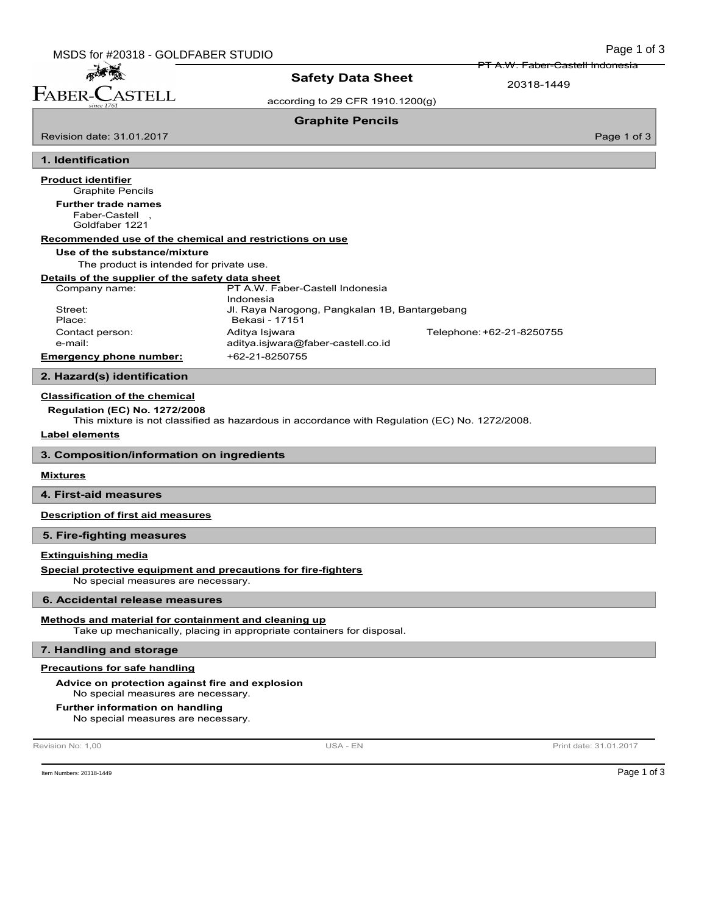# Safety Data Sheet

according to 29 CFR 1910.1200(g)

PT A.W. Faber-Castell Indonesia

20318-1449

## Graphite Pencils

Revision date: 31.01.2017

## 1. Identification

**Product identifier**

Graphite Pencils

**Further trade names**

Faber-Castell ,
Goldfaber 1221

**Recommended use of the chemical and restrictions on use**

**Use of the substance/mixture**

The product is intended for private use.

**Details of the supplier of the safety data sheet**

| | | |
|---|---|---|
| Company name: | PT A.W. Faber-Castell Indonesia<br>Indonesia | |
| Street: | Jl. Raya Narogong, Pangkalan 1B, Bantargebang | |
| Place: | Bekasi - 17151 | |
| Contact person: | Aditya Isjwara | Telephone: +62-21-8250755 |
| e-mail: | aditya.isjwara@faber-castell.co.id | |
| **Emergency phone number:** | +62-21-8250755 | |

## 2. Hazard(s) identification

**Classification of the chemical**

**Regulation (EC) No. 1272/2008**

This mixture is not classified as hazardous in accordance with Regulation (EC) No. 1272/2008.

**Label elements**

## 3. Composition/information on ingredients

**Mixtures**

## 4. First-aid measures

**Description of first aid measures**

## 5. Fire-fighting measures

**Extinguishing media**

**Special protective equipment and precautions for fire-fighters**

No special measures are necessary.

## 6. Accidental release measures

**Methods and material for containment and cleaning up**

Take up mechanically, placing in appropriate containers for disposal.

## 7. Handling and storage

**Precautions for safe handling**

**Advice on protection against fire and explosion**

No special measures are necessary.

**Further information on handling**

No special measures are necessary.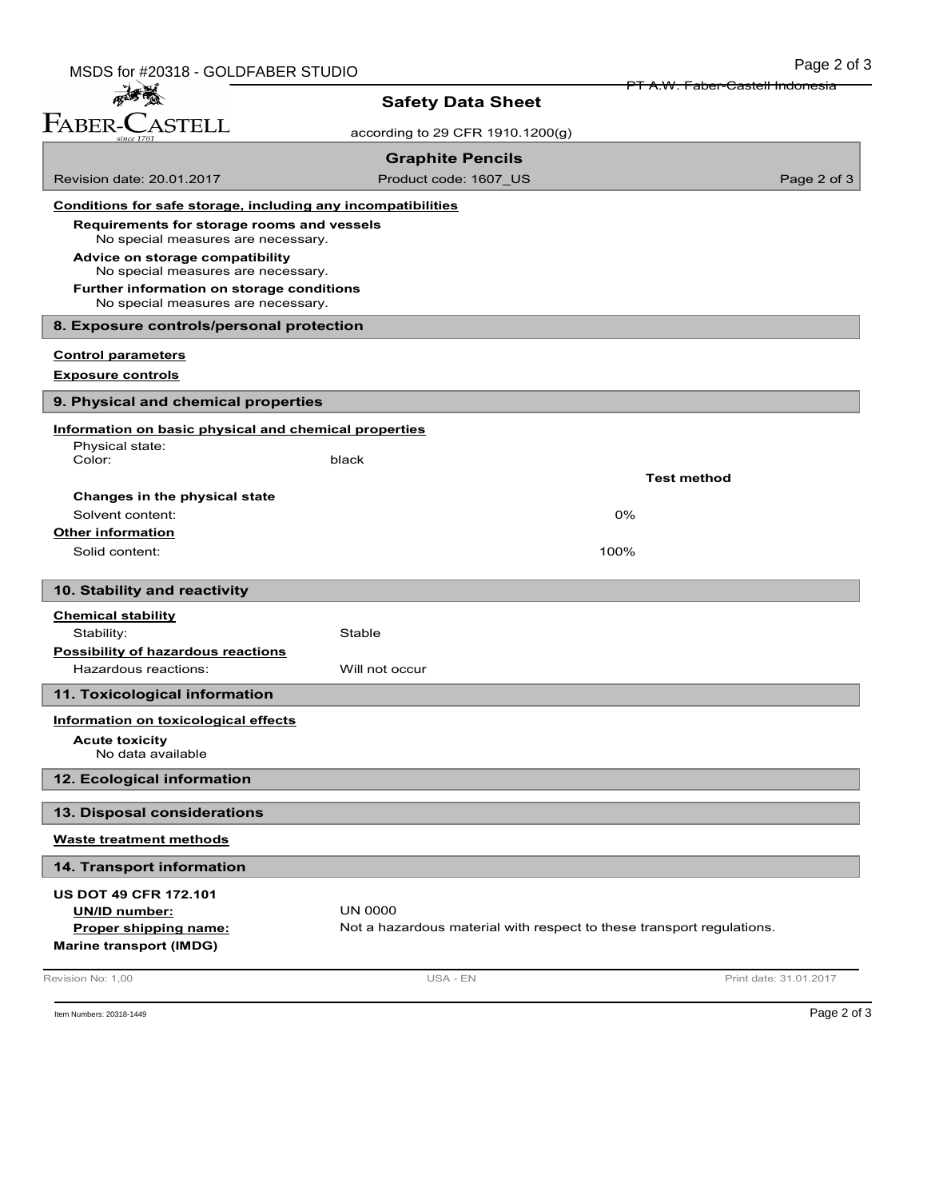#### Conditions for safe storage, including any incompatibilities

**Requirements for storage rooms and vessels**
No special measures are necessary.

**Advice on storage compatibility**
No special measures are necessary.

**Further information on storage conditions**
No special measures are necessary.

## 8. Exposure controls/personal protection

#### Control parameters

#### Exposure controls

## 9. Physical and chemical properties

#### Information on basic physical and chemical properties

| | | | |
|---|---|---|---|
| Physical state: | | | |
| Color: | black | | |
| | | | **Test method** |
| **Changes in the physical state** | | | |
| Solvent content: | | 0% | |
| **Other information** | | | |
| Solid content: | | 100% | |

## 10. Stability and reactivity

#### Chemical stability

Stability: Stable

#### Possibility of hazardous reactions

Hazardous reactions: Will not occur

## 11. Toxicological information

#### Information on toxicological effects

**Acute toxicity**
No data available

## 12. Ecological information

## 13. Disposal considerations

#### Waste treatment methods

## 14. Transport information

**US DOT 49 CFR 172.101**

**UN/ID number:** UN 0000

**Proper shipping name:** Not a hazardous material with respect to these transport regulations.

**Marine transport (IMDG)**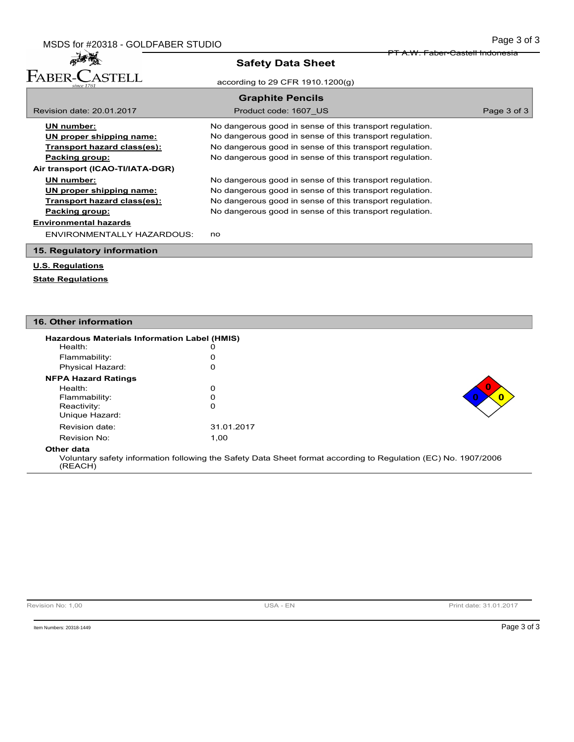| | |
|---|---|
| **UN number:** | No dangerous good in sense of this transport regulation. |
| **UN proper shipping name:** | No dangerous good in sense of this transport regulation. |
| **Transport hazard class(es):** | No dangerous good in sense of this transport regulation. |
| **Packing group:** | No dangerous good in sense of this transport regulation. |

**Air transport (ICAO-TI/IATA-DGR)**

| | |
|---|---|
| **UN number:** | No dangerous good in sense of this transport regulation. |
| **UN proper shipping name:** | No dangerous good in sense of this transport regulation. |
| **Transport hazard class(es):** | No dangerous good in sense of this transport regulation. |
| **Packing group:** | No dangerous good in sense of this transport regulation. |

**Environmental hazards**

ENVIRONMENTALLY HAZARDOUS: no

## 15. Regulatory information

**U.S. Regulations**

**State Regulations**

## 16. Other information

**Hazardous Materials Information Label (HMIS)**

| | |
|---|---|
| Health: | 0 |
| Flammability: | 0 |
| Physical Hazard: | 0 |

**NFPA Hazard Ratings**

| | |
|---|---|
| Health: | 0 |
| Flammability: | 0 |
| Reactivity: | 0 |
| Unique Hazard: | |
| Revision date: | 31.01.2017 |
| Revision No: | 1,00 |

**Other data**

Voluntary safety information following the Safety Data Sheet format according to Regulation (EC) No. 1907/2006 (REACH)